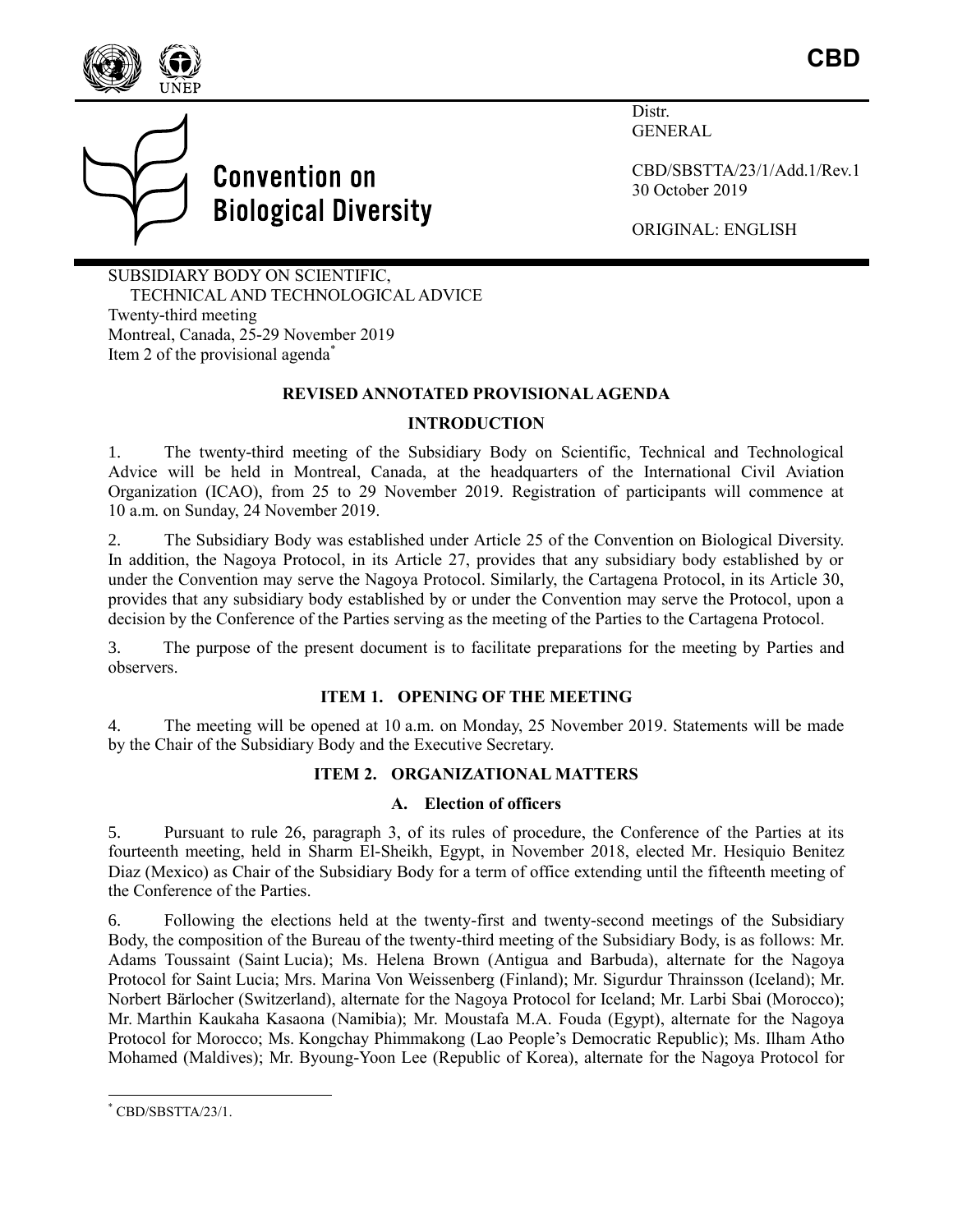CBD

Distr.
GENERAL

CBD/SBSTTA/23/1/Add.1/Rev.1
30 October 2019

ORIGINAL: ENGLISH

**Convention on Biological Diversity**

SUBSIDIARY BODY ON SCIENTIFIC,
TECHNICAL AND TECHNOLOGICAL ADVICE
Twenty-third meeting
Montreal, Canada, 25-29 November 2019
Item 2 of the provisional agenda[*]

## REVISED ANNOTATED PROVISIONAL AGENDA

### INTRODUCTION

1. The twenty-third meeting of the Subsidiary Body on Scientific, Technical and Technological Advice will be held in Montreal, Canada, at the headquarters of the International Civil Aviation Organization (ICAO), from 25 to 29 November 2019. Registration of participants will commence at 10 a.m. on Sunday, 24 November 2019.

2. The Subsidiary Body was established under Article 25 of the Convention on Biological Diversity. In addition, the Nagoya Protocol, in its Article 27, provides that any subsidiary body established by or under the Convention may serve the Nagoya Protocol. Similarly, the Cartagena Protocol, in its Article 30, provides that any subsidiary body established by or under the Convention may serve the Protocol, upon a decision by the Conference of the Parties serving as the meeting of the Parties to the Cartagena Protocol.

3. The purpose of the present document is to facilitate preparations for the meeting by Parties and observers.

### ITEM 1. OPENING OF THE MEETING

4. The meeting will be opened at 10 a.m. on Monday, 25 November 2019. Statements will be made by the Chair of the Subsidiary Body and the Executive Secretary.

### ITEM 2. ORGANIZATIONAL MATTERS

#### A. Election of officers

5. Pursuant to rule 26, paragraph 3, of its rules of procedure, the Conference of the Parties at its fourteenth meeting, held in Sharm El-Sheikh, Egypt, in November 2018, elected Mr. Hesiquio Benitez Diaz (Mexico) as Chair of the Subsidiary Body for a term of office extending until the fifteenth meeting of the Conference of the Parties.

6. Following the elections held at the twenty-first and twenty-second meetings of the Subsidiary Body, the composition of the Bureau of the twenty-third meeting of the Subsidiary Body, is as follows: Mr. Adams Toussaint (Saint Lucia); Ms. Helena Brown (Antigua and Barbuda), alternate for the Nagoya Protocol for Saint Lucia; Mrs. Marina Von Weissenberg (Finland); Mr. Sigurdur Thrainsson (Iceland); Mr. Norbert Bärlocher (Switzerland), alternate for the Nagoya Protocol for Iceland; Mr. Larbi Sbai (Morocco); Mr. Marthin Kaukaha Kasaona (Namibia); Mr. Moustafa M.A. Fouda (Egypt), alternate for the Nagoya Protocol for Morocco; Ms. Kongchay Phimmakong (Lao People's Democratic Republic); Ms. Ilham Atho Mohamed (Maldives); Mr. Byoung-Yoon Lee (Republic of Korea), alternate for the Nagoya Protocol for

[*] CBD/SBSTTA/23/1.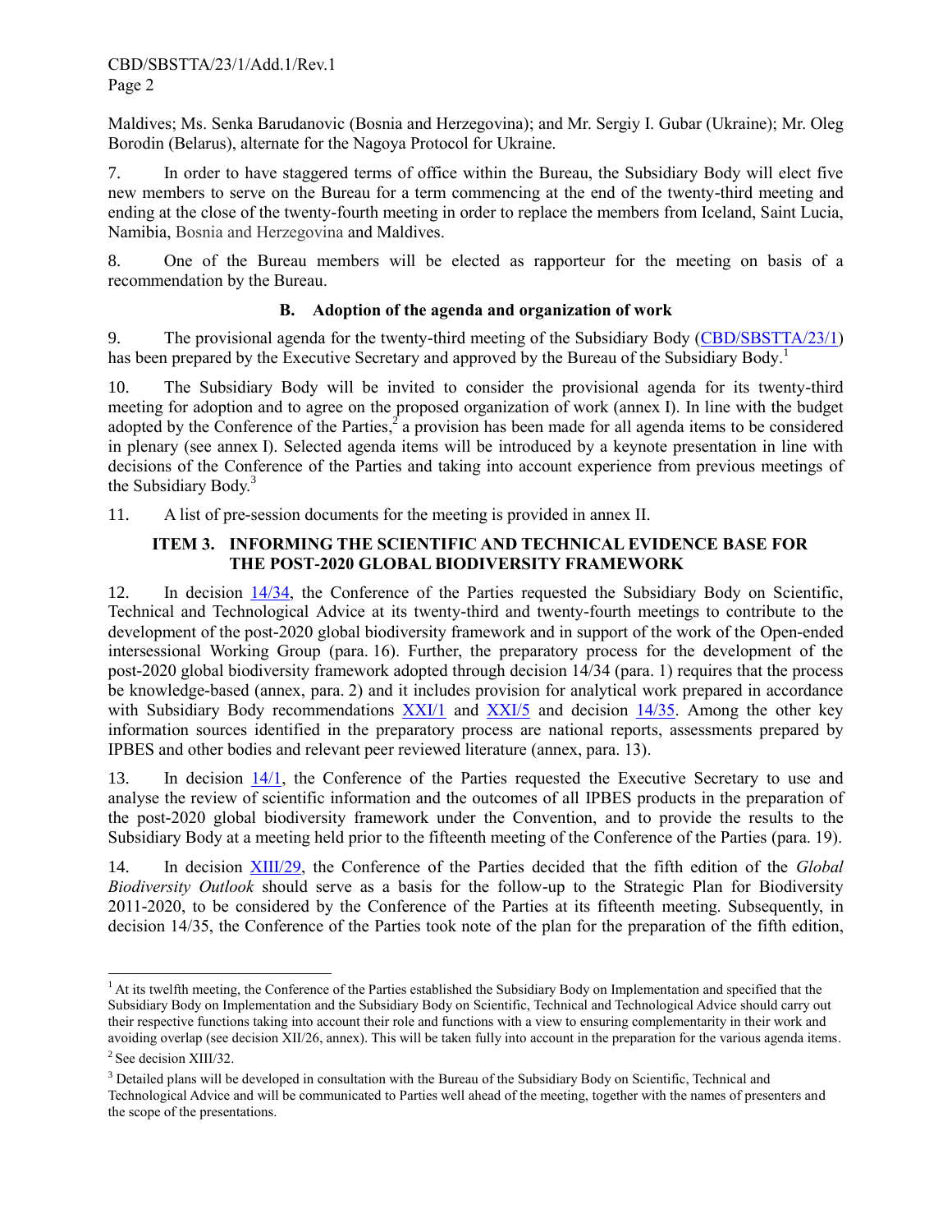Maldives; Ms. Senka Barudanovic (Bosnia and Herzegovina); and Mr. Sergiy I. Gubar (Ukraine); Mr. Oleg Borodin (Belarus), alternate for the Nagoya Protocol for Ukraine.

7. In order to have staggered terms of office within the Bureau, the Subsidiary Body will elect five new members to serve on the Bureau for a term commencing at the end of the twenty-third meeting and ending at the close of the twenty-fourth meeting in order to replace the members from Iceland, Saint Lucia, Namibia, Bosnia and Herzegovina and Maldives.

8. One of the Bureau members will be elected as rapporteur for the meeting on basis of a recommendation by the Bureau.

### B. Adoption of the agenda and organization of work

9. The provisional agenda for the twenty-third meeting of the Subsidiary Body (CBD/SBSTTA/23/1) has been prepared by the Executive Secretary and approved by the Bureau of the Subsidiary Body.[1]

10. The Subsidiary Body will be invited to consider the provisional agenda for its twenty-third meeting for adoption and to agree on the proposed organization of work (annex I). In line with the budget adopted by the Conference of the Parties,[2] a provision has been made for all agenda items to be considered in plenary (see annex I). Selected agenda items will be introduced by a keynote presentation in line with decisions of the Conference of the Parties and taking into account experience from previous meetings of the Subsidiary Body.[3]

11. A list of pre-session documents for the meeting is provided in annex II.

## ITEM 3. INFORMING THE SCIENTIFIC AND TECHNICAL EVIDENCE BASE FOR THE POST-2020 GLOBAL BIODIVERSITY FRAMEWORK

12. In decision 14/34, the Conference of the Parties requested the Subsidiary Body on Scientific, Technical and Technological Advice at its twenty-third and twenty-fourth meetings to contribute to the development of the post-2020 global biodiversity framework and in support of the work of the Open-ended intersessional Working Group (para. 16). Further, the preparatory process for the development of the post-2020 global biodiversity framework adopted through decision 14/34 (para. 1) requires that the process be knowledge-based (annex, para. 2) and it includes provision for analytical work prepared in accordance with Subsidiary Body recommendations XXI/1 and XXI/5 and decision 14/35. Among the other key information sources identified in the preparatory process are national reports, assessments prepared by IPBES and other bodies and relevant peer reviewed literature (annex, para. 13).

13. In decision 14/1, the Conference of the Parties requested the Executive Secretary to use and analyse the review of scientific information and the outcomes of all IPBES products in the preparation of the post-2020 global biodiversity framework under the Convention, and to provide the results to the Subsidiary Body at a meeting held prior to the fifteenth meeting of the Conference of the Parties (para. 19).

14. In decision XIII/29, the Conference of the Parties decided that the fifth edition of the *Global Biodiversity Outlook* should serve as a basis for the follow-up to the Strategic Plan for Biodiversity 2011-2020, to be considered by the Conference of the Parties at its fifteenth meeting. Subsequently, in decision 14/35, the Conference of the Parties took note of the plan for the preparation of the fifth edition,

---

[1] At its twelfth meeting, the Conference of the Parties established the Subsidiary Body on Implementation and specified that the Subsidiary Body on Implementation and the Subsidiary Body on Scientific, Technical and Technological Advice should carry out their respective functions taking into account their role and functions with a view to ensuring complementarity in their work and avoiding overlap (see decision XII/26, annex). This will be taken fully into account in the preparation for the various agenda items.

[2] See decision XIII/32.

[3] Detailed plans will be developed in consultation with the Bureau of the Subsidiary Body on Scientific, Technical and Technological Advice and will be communicated to Parties well ahead of the meeting, together with the names of presenters and the scope of the presentations.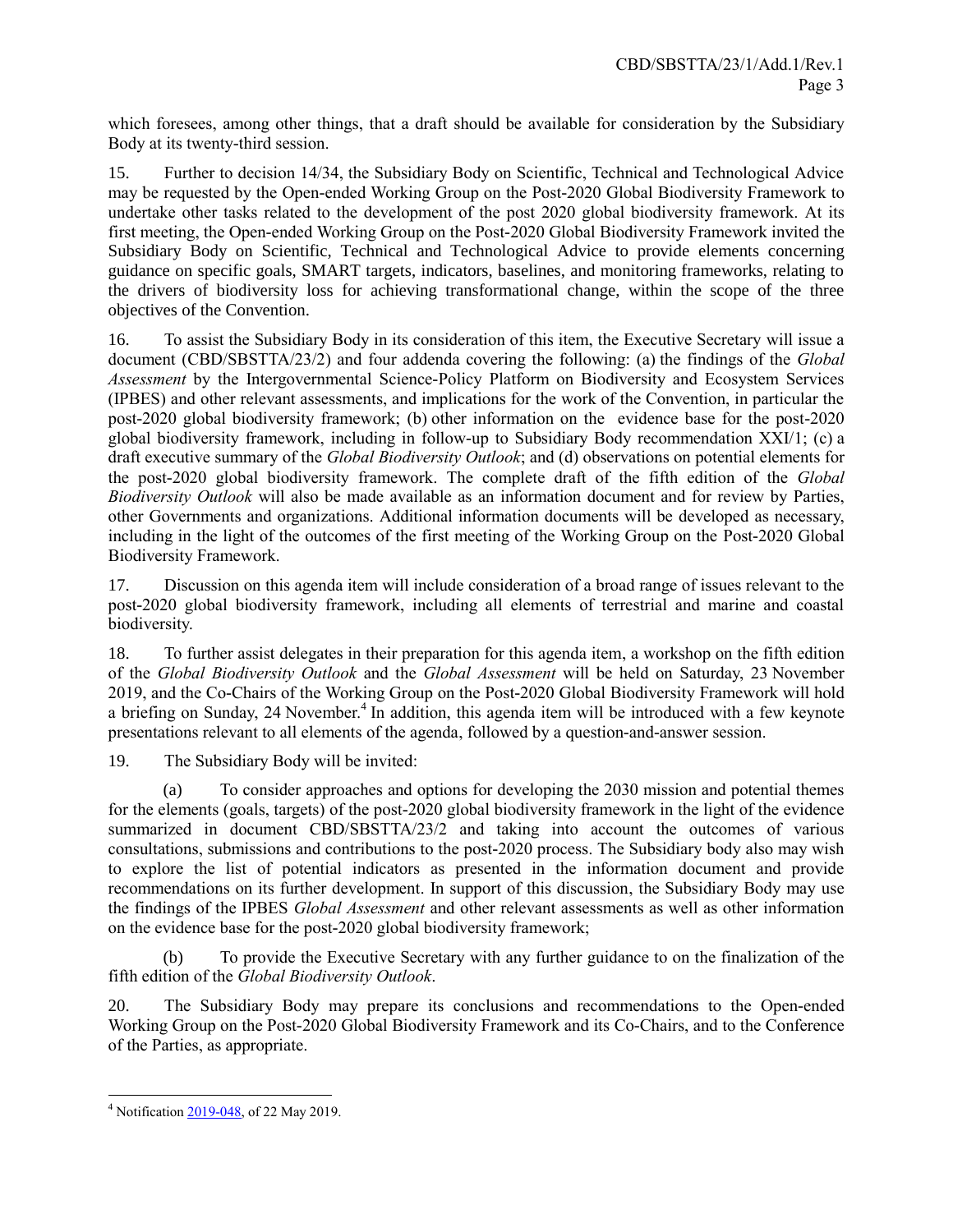which foresees, among other things, that a draft should be available for consideration by the Subsidiary Body at its twenty-third session.

15. Further to decision 14/34, the Subsidiary Body on Scientific, Technical and Technological Advice may be requested by the Open-ended Working Group on the Post-2020 Global Biodiversity Framework to undertake other tasks related to the development of the post 2020 global biodiversity framework. At its first meeting, the Open-ended Working Group on the Post-2020 Global Biodiversity Framework invited the Subsidiary Body on Scientific, Technical and Technological Advice to provide elements concerning guidance on specific goals, SMART targets, indicators, baselines, and monitoring frameworks, relating to the drivers of biodiversity loss for achieving transformational change, within the scope of the three objectives of the Convention.

16. To assist the Subsidiary Body in its consideration of this item, the Executive Secretary will issue a document (CBD/SBSTTA/23/2) and four addenda covering the following: (a) the findings of the *Global Assessment* by the Intergovernmental Science-Policy Platform on Biodiversity and Ecosystem Services (IPBES) and other relevant assessments, and implications for the work of the Convention, in particular the post-2020 global biodiversity framework; (b) other information on the evidence base for the post-2020 global biodiversity framework, including in follow-up to Subsidiary Body recommendation XXI/1; (c) a draft executive summary of the *Global Biodiversity Outlook*; and (d) observations on potential elements for the post-2020 global biodiversity framework. The complete draft of the fifth edition of the *Global Biodiversity Outlook* will also be made available as an information document and for review by Parties, other Governments and organizations. Additional information documents will be developed as necessary, including in the light of the outcomes of the first meeting of the Working Group on the Post-2020 Global Biodiversity Framework.

17. Discussion on this agenda item will include consideration of a broad range of issues relevant to the post-2020 global biodiversity framework, including all elements of terrestrial and marine and coastal biodiversity.

18. To further assist delegates in their preparation for this agenda item, a workshop on the fifth edition of the *Global Biodiversity Outlook* and the *Global Assessment* will be held on Saturday, 23 November 2019, and the Co-Chairs of the Working Group on the Post-2020 Global Biodiversity Framework will hold a briefing on Sunday, 24 November.[4] In addition, this agenda item will be introduced with a few keynote presentations relevant to all elements of the agenda, followed by a question-and-answer session.

19. The Subsidiary Body will be invited:

(a) To consider approaches and options for developing the 2030 mission and potential themes for the elements (goals, targets) of the post-2020 global biodiversity framework in the light of the evidence summarized in document CBD/SBSTTA/23/2 and taking into account the outcomes of various consultations, submissions and contributions to the post-2020 process. The Subsidiary body also may wish to explore the list of potential indicators as presented in the information document and provide recommendations on its further development. In support of this discussion, the Subsidiary Body may use the findings of the IPBES *Global Assessment* and other relevant assessments as well as other information on the evidence base for the post-2020 global biodiversity framework;

(b) To provide the Executive Secretary with any further guidance to on the finalization of the fifth edition of the *Global Biodiversity Outlook*.

20. The Subsidiary Body may prepare its conclusions and recommendations to the Open-ended Working Group on the Post-2020 Global Biodiversity Framework and its Co-Chairs, and to the Conference of the Parties, as appropriate.

---

[4] Notification 2019-048, of 22 May 2019.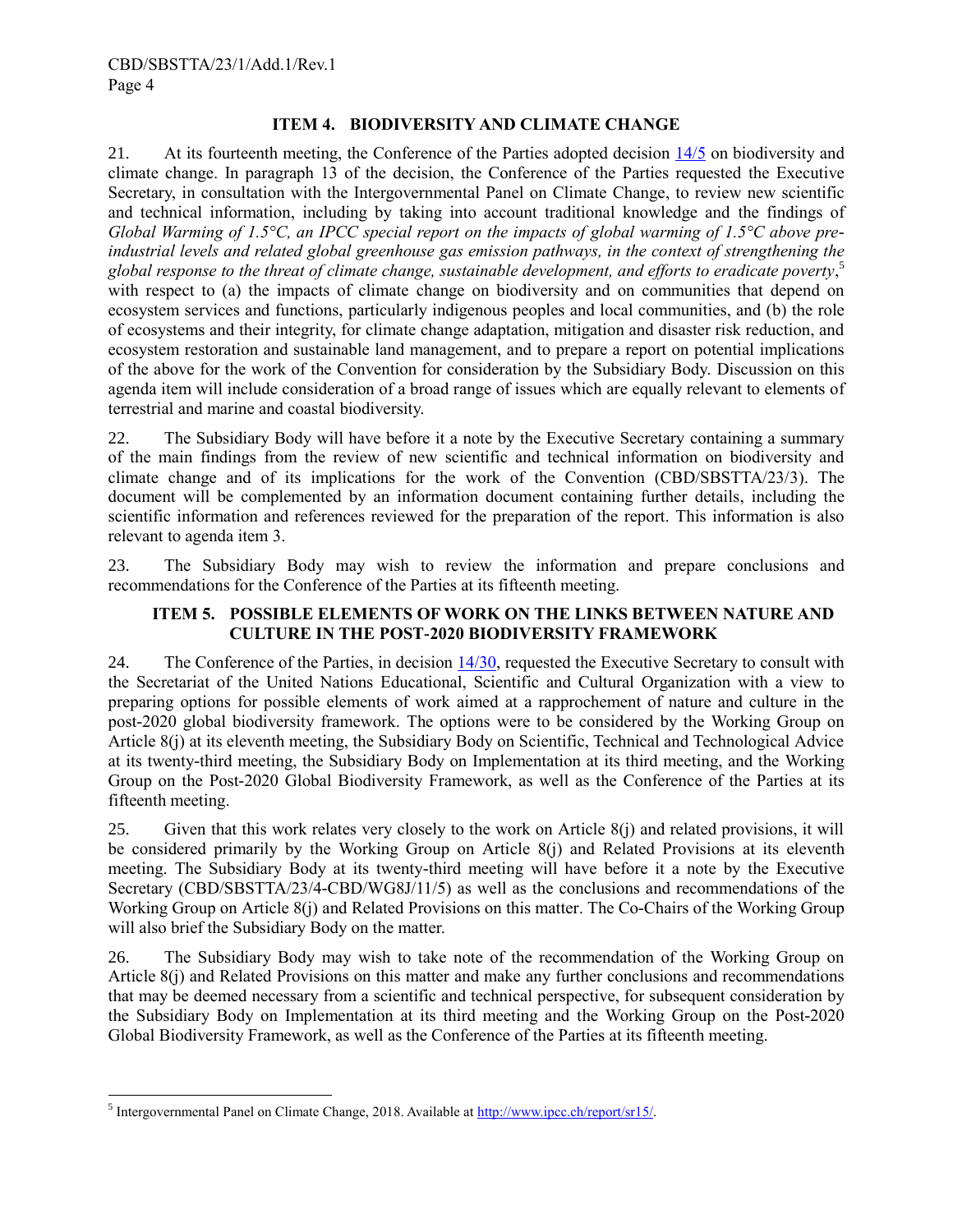### ITEM 4. BIODIVERSITY AND CLIMATE CHANGE

21. At its fourteenth meeting, the Conference of the Parties adopted decision 14/5 on biodiversity and climate change. In paragraph 13 of the decision, the Conference of the Parties requested the Executive Secretary, in consultation with the Intergovernmental Panel on Climate Change, to review new scientific and technical information, including by taking into account traditional knowledge and the findings of *Global Warming of 1.5°C, an IPCC special report on the impacts of global warming of 1.5°C above pre-industrial levels and related global greenhouse gas emission pathways, in the context of strengthening the global response to the threat of climate change, sustainable development, and efforts to eradicate poverty*,[5] with respect to (a) the impacts of climate change on biodiversity and on communities that depend on ecosystem services and functions, particularly indigenous peoples and local communities, and (b) the role of ecosystems and their integrity, for climate change adaptation, mitigation and disaster risk reduction, and ecosystem restoration and sustainable land management, and to prepare a report on potential implications of the above for the work of the Convention for consideration by the Subsidiary Body. Discussion on this agenda item will include consideration of a broad range of issues which are equally relevant to elements of terrestrial and marine and coastal biodiversity.

22. The Subsidiary Body will have before it a note by the Executive Secretary containing a summary of the main findings from the review of new scientific and technical information on biodiversity and climate change and of its implications for the work of the Convention (CBD/SBSTTA/23/3). The document will be complemented by an information document containing further details, including the scientific information and references reviewed for the preparation of the report. This information is also relevant to agenda item 3.

23. The Subsidiary Body may wish to review the information and prepare conclusions and recommendations for the Conference of the Parties at its fifteenth meeting.

### ITEM 5. POSSIBLE ELEMENTS OF WORK ON THE LINKS BETWEEN NATURE AND CULTURE IN THE POST-2020 BIODIVERSITY FRAMEWORK

24. The Conference of the Parties, in decision 14/30, requested the Executive Secretary to consult with the Secretariat of the United Nations Educational, Scientific and Cultural Organization with a view to preparing options for possible elements of work aimed at a rapprochement of nature and culture in the post-2020 global biodiversity framework. The options were to be considered by the Working Group on Article 8(j) at its eleventh meeting, the Subsidiary Body on Scientific, Technical and Technological Advice at its twenty-third meeting, the Subsidiary Body on Implementation at its third meeting, and the Working Group on the Post-2020 Global Biodiversity Framework, as well as the Conference of the Parties at its fifteenth meeting.

25. Given that this work relates very closely to the work on Article 8(j) and related provisions, it will be considered primarily by the Working Group on Article 8(j) and Related Provisions at its eleventh meeting. The Subsidiary Body at its twenty-third meeting will have before it a note by the Executive Secretary (CBD/SBSTTA/23/4-CBD/WG8J/11/5) as well as the conclusions and recommendations of the Working Group on Article 8(j) and Related Provisions on this matter. The Co-Chairs of the Working Group will also brief the Subsidiary Body on the matter.

26. The Subsidiary Body may wish to take note of the recommendation of the Working Group on Article 8(j) and Related Provisions on this matter and make any further conclusions and recommendations that may be deemed necessary from a scientific and technical perspective, for subsequent consideration by the Subsidiary Body on Implementation at its third meeting and the Working Group on the Post-2020 Global Biodiversity Framework, as well as the Conference of the Parties at its fifteenth meeting.

---

[5] Intergovernmental Panel on Climate Change, 2018. Available at http://www.ipcc.ch/report/sr15/.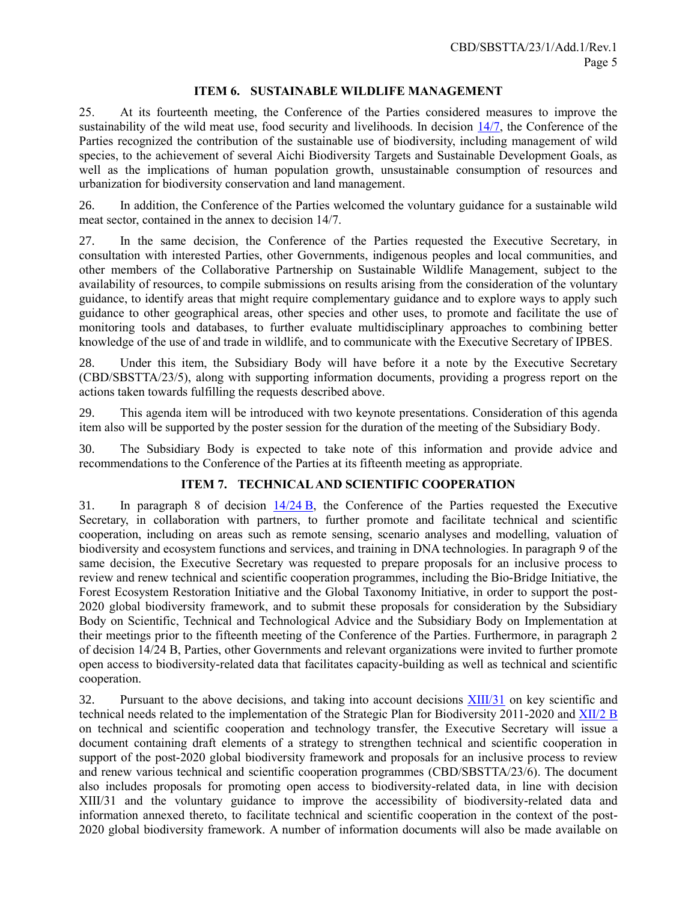### ITEM 6. SUSTAINABLE WILDLIFE MANAGEMENT

25. At its fourteenth meeting, the Conference of the Parties considered measures to improve the sustainability of the wild meat use, food security and livelihoods. In decision [14/7](https://www.cbd.int/doc/decisions/cop-14/cop-14-dec-07-en.pdf), the Conference of the Parties recognized the contribution of the sustainable use of biodiversity, including management of wild species, to the achievement of several Aichi Biodiversity Targets and Sustainable Development Goals, as well as the implications of human population growth, unsustainable consumption of resources and urbanization for biodiversity conservation and land management.

26. In addition, the Conference of the Parties welcomed the voluntary guidance for a sustainable wild meat sector, contained in the annex to decision 14/7.

27. In the same decision, the Conference of the Parties requested the Executive Secretary, in consultation with interested Parties, other Governments, indigenous peoples and local communities, and other members of the Collaborative Partnership on Sustainable Wildlife Management, subject to the availability of resources, to compile submissions on results arising from the consideration of the voluntary guidance, to identify areas that might require complementary guidance and to explore ways to apply such guidance to other geographical areas, other species and other uses, to promote and facilitate the use of monitoring tools and databases, to further evaluate multidisciplinary approaches to combining better knowledge of the use of and trade in wildlife, and to communicate with the Executive Secretary of IPBES.

28. Under this item, the Subsidiary Body will have before it a note by the Executive Secretary (CBD/SBSTTA/23/5), along with supporting information documents, providing a progress report on the actions taken towards fulfilling the requests described above.

29. This agenda item will be introduced with two keynote presentations. Consideration of this agenda item also will be supported by the poster session for the duration of the meeting of the Subsidiary Body.

30. The Subsidiary Body is expected to take note of this information and provide advice and recommendations to the Conference of the Parties at its fifteenth meeting as appropriate.

### ITEM 7. TECHNICAL AND SCIENTIFIC COOPERATION

31. In paragraph 8 of decision [14/24 B](https://www.cbd.int/doc/decisions/cop-14/cop-14-dec-24-en.pdf), the Conference of the Parties requested the Executive Secretary, in collaboration with partners, to further promote and facilitate technical and scientific cooperation, including on areas such as remote sensing, scenario analyses and modelling, valuation of biodiversity and ecosystem functions and services, and training in DNA technologies. In paragraph 9 of the same decision, the Executive Secretary was requested to prepare proposals for an inclusive process to review and renew technical and scientific cooperation programmes, including the Bio-Bridge Initiative, the Forest Ecosystem Restoration Initiative and the Global Taxonomy Initiative, in order to support the post-2020 global biodiversity framework, and to submit these proposals for consideration by the Subsidiary Body on Scientific, Technical and Technological Advice and the Subsidiary Body on Implementation at their meetings prior to the fifteenth meeting of the Conference of the Parties. Furthermore, in paragraph 2 of decision 14/24 B, Parties, other Governments and relevant organizations were invited to further promote open access to biodiversity-related data that facilitates capacity-building as well as technical and scientific cooperation.

32. Pursuant to the above decisions, and taking into account decisions [XIII/31](https://www.cbd.int/doc/decisions/cop-13/cop-13-dec-31-en.pdf) on key scientific and technical needs related to the implementation of the Strategic Plan for Biodiversity 2011-2020 and [XII/2 B](https://www.cbd.int/doc/decisions/cop-12/cop-12-dec-02-en.pdf) on technical and scientific cooperation and technology transfer, the Executive Secretary will issue a document containing draft elements of a strategy to strengthen technical and scientific cooperation in support of the post-2020 global biodiversity framework and proposals for an inclusive process to review and renew various technical and scientific cooperation programmes (CBD/SBSTTA/23/6). The document also includes proposals for promoting open access to biodiversity-related data, in line with decision XIII/31 and the voluntary guidance to improve the accessibility of biodiversity-related data and information annexed thereto, to facilitate technical and scientific cooperation in the context of the post-2020 global biodiversity framework. A number of information documents will also be made available on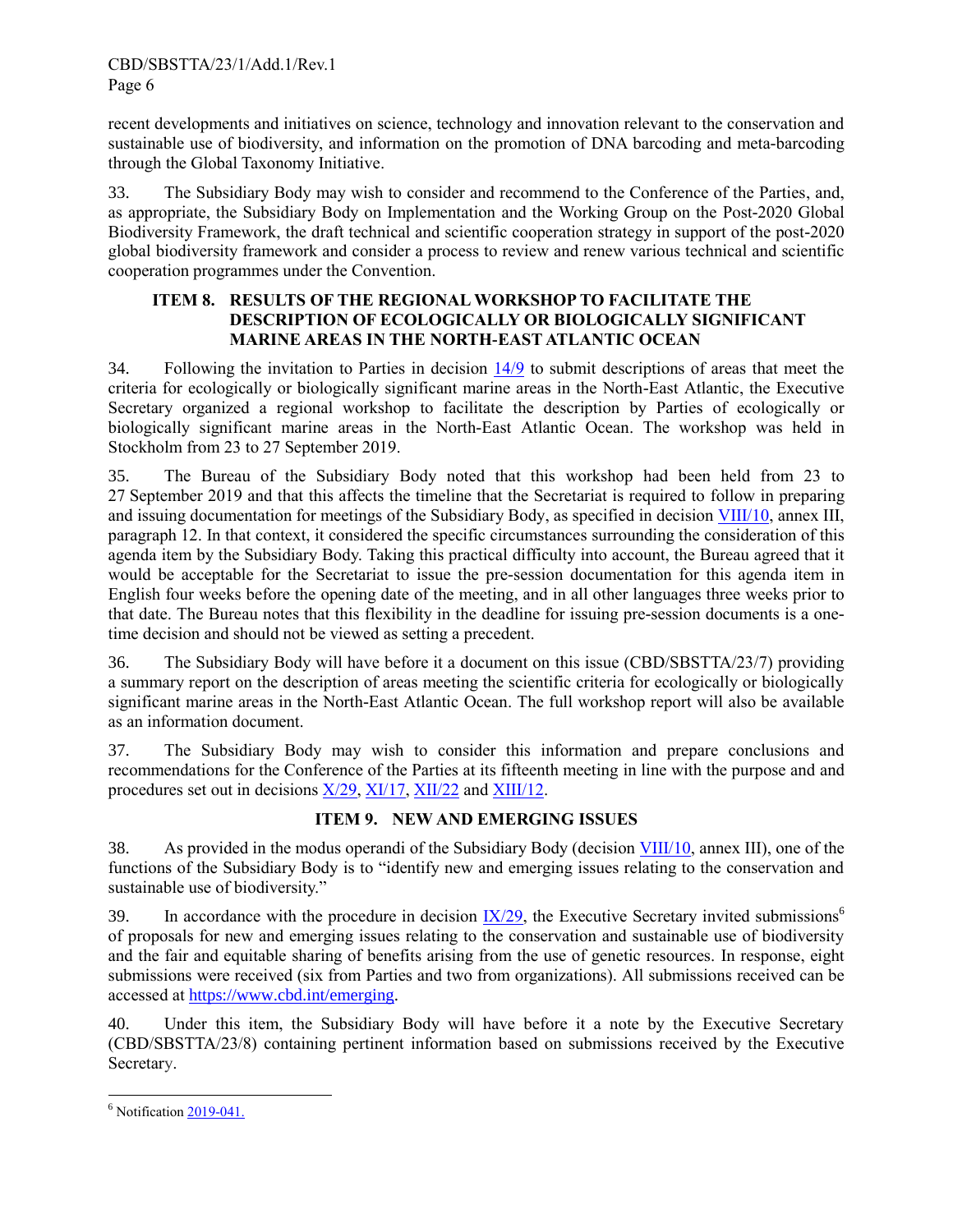recent developments and initiatives on science, technology and innovation relevant to the conservation and sustainable use of biodiversity, and information on the promotion of DNA barcoding and meta-barcoding through the Global Taxonomy Initiative.

33. The Subsidiary Body may wish to consider and recommend to the Conference of the Parties, and, as appropriate, the Subsidiary Body on Implementation and the Working Group on the Post-2020 Global Biodiversity Framework, the draft technical and scientific cooperation strategy in support of the post-2020 global biodiversity framework and consider a process to review and renew various technical and scientific cooperation programmes under the Convention.

## ITEM 8. RESULTS OF THE REGIONAL WORKSHOP TO FACILITATE THE DESCRIPTION OF ECOLOGICALLY OR BIOLOGICALLY SIGNIFICANT MARINE AREAS IN THE NORTH-EAST ATLANTIC OCEAN

34. Following the invitation to Parties in decision 14/9 to submit descriptions of areas that meet the criteria for ecologically or biologically significant marine areas in the North-East Atlantic, the Executive Secretary organized a regional workshop to facilitate the description by Parties of ecologically or biologically significant marine areas in the North-East Atlantic Ocean. The workshop was held in Stockholm from 23 to 27 September 2019.

35. The Bureau of the Subsidiary Body noted that this workshop had been held from 23 to 27 September 2019 and that this affects the timeline that the Secretariat is required to follow in preparing and issuing documentation for meetings of the Subsidiary Body, as specified in decision VIII/10, annex III, paragraph 12. In that context, it considered the specific circumstances surrounding the consideration of this agenda item by the Subsidiary Body. Taking this practical difficulty into account, the Bureau agreed that it would be acceptable for the Secretariat to issue the pre-session documentation for this agenda item in English four weeks before the opening date of the meeting, and in all other languages three weeks prior to that date. The Bureau notes that this flexibility in the deadline for issuing pre-session documents is a one-time decision and should not be viewed as setting a precedent.

36. The Subsidiary Body will have before it a document on this issue (CBD/SBSTTA/23/7) providing a summary report on the description of areas meeting the scientific criteria for ecologically or biologically significant marine areas in the North-East Atlantic Ocean. The full workshop report will also be available as an information document.

37. The Subsidiary Body may wish to consider this information and prepare conclusions and recommendations for the Conference of the Parties at its fifteenth meeting in line with the purpose and and procedures set out in decisions X/29, XI/17, XII/22 and XIII/12.

## ITEM 9. NEW AND EMERGING ISSUES

38. As provided in the modus operandi of the Subsidiary Body (decision VIII/10, annex III), one of the functions of the Subsidiary Body is to "identify new and emerging issues relating to the conservation and sustainable use of biodiversity."

39. In accordance with the procedure in decision IX/29, the Executive Secretary invited submissions[6] of proposals for new and emerging issues relating to the conservation and sustainable use of biodiversity and the fair and equitable sharing of benefits arising from the use of genetic resources. In response, eight submissions were received (six from Parties and two from organizations). All submissions received can be accessed at https://www.cbd.int/emerging.

40. Under this item, the Subsidiary Body will have before it a note by the Executive Secretary (CBD/SBSTTA/23/8) containing pertinent information based on submissions received by the Executive Secretary.

---

[6] Notification 2019-041.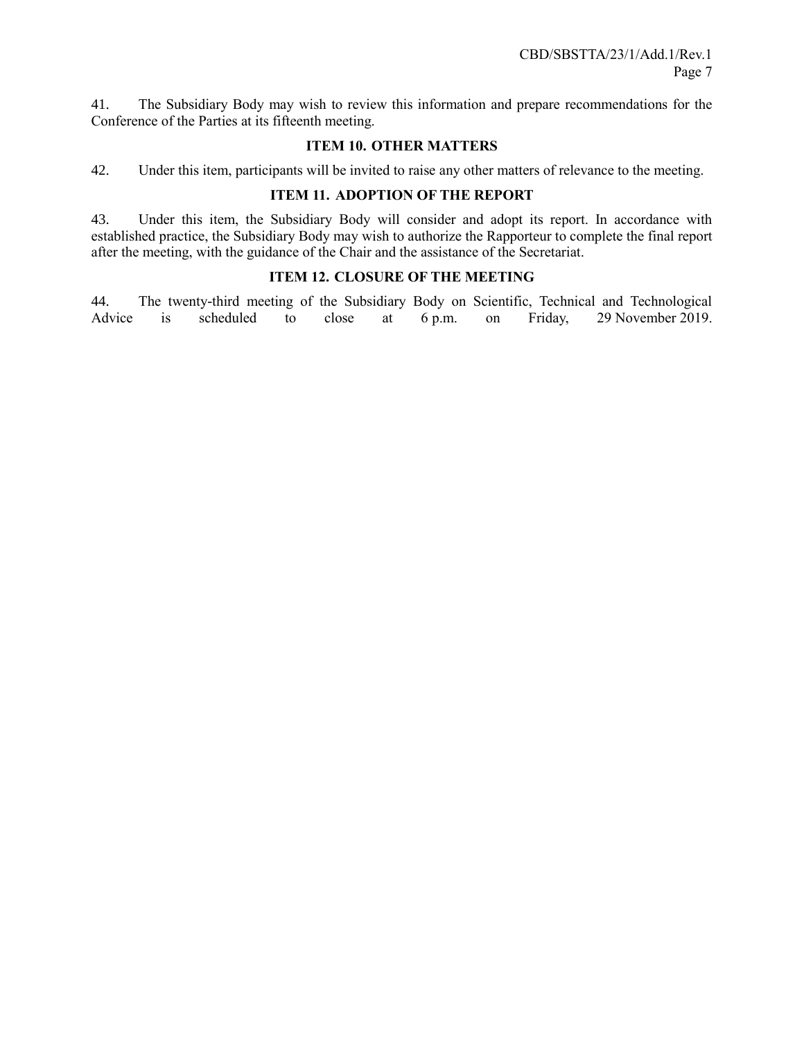41. The Subsidiary Body may wish to review this information and prepare recommendations for the Conference of the Parties at its fifteenth meeting.

## ITEM 10. OTHER MATTERS

42. Under this item, participants will be invited to raise any other matters of relevance to the meeting.

## ITEM 11. ADOPTION OF THE REPORT

43. Under this item, the Subsidiary Body will consider and adopt its report. In accordance with established practice, the Subsidiary Body may wish to authorize the Rapporteur to complete the final report after the meeting, with the guidance of the Chair and the assistance of the Secretariat.

## ITEM 12. CLOSURE OF THE MEETING

44. The twenty-third meeting of the Subsidiary Body on Scientific, Technical and Technological Advice is scheduled to close at 6 p.m. on Friday, 29 November 2019.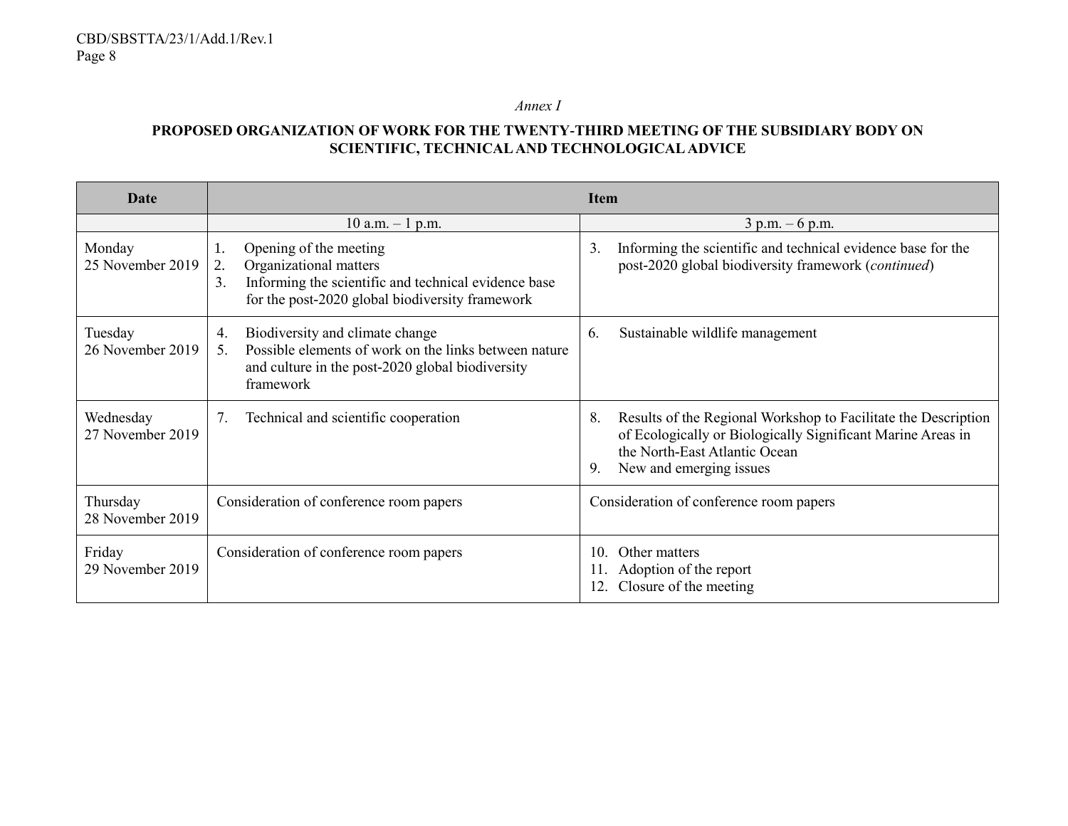*Annex I*

**PROPOSED ORGANIZATION OF WORK FOR THE TWENTY-THIRD MEETING OF THE SUBSIDIARY BODY ON SCIENTIFIC, TECHNICAL AND TECHNOLOGICAL ADVICE**

| Date | Item | |
|---|---|---|
| | 10 a.m. – 1 p.m. | 3 p.m. – 6 p.m. |
| Monday 25 November 2019 | 1. Opening of the meeting<br>2. Organizational matters<br>3. Informing the scientific and technical evidence base for the post-2020 global biodiversity framework | 3. Informing the scientific and technical evidence base for the post-2020 global biodiversity framework (*continued*) |
| Tuesday 26 November 2019 | 4. Biodiversity and climate change<br>5. Possible elements of work on the links between nature and culture in the post-2020 global biodiversity framework | 6. Sustainable wildlife management |
| Wednesday 27 November 2019 | 7. Technical and scientific cooperation | 8. Results of the Regional Workshop to Facilitate the Description of Ecologically or Biologically Significant Marine Areas in the North-East Atlantic Ocean<br>9. New and emerging issues |
| Thursday 28 November 2019 | Consideration of conference room papers | Consideration of conference room papers |
| Friday 29 November 2019 | Consideration of conference room papers | 10. Other matters<br>11. Adoption of the report<br>12. Closure of the meeting |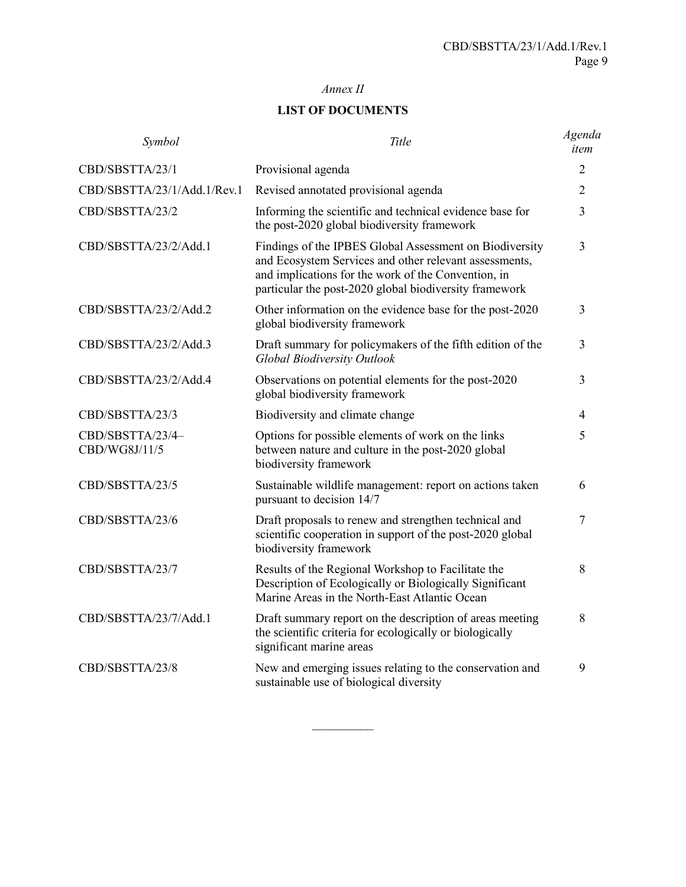*Annex II*

**LIST OF DOCUMENTS**

| *Symbol* | *Title* | *Agenda item* |
|---|---|---|
| CBD/SBSTTA/23/1 | Provisional agenda | 2 |
| CBD/SBSTTA/23/1/Add.1/Rev.1 | Revised annotated provisional agenda | 2 |
| CBD/SBSTTA/23/2 | Informing the scientific and technical evidence base for the post-2020 global biodiversity framework | 3 |
| CBD/SBSTTA/23/2/Add.1 | Findings of the IPBES Global Assessment on Biodiversity and Ecosystem Services and other relevant assessments, and implications for the work of the Convention, in particular the post-2020 global biodiversity framework | 3 |
| CBD/SBSTTA/23/2/Add.2 | Other information on the evidence base for the post-2020 global biodiversity framework | 3 |
| CBD/SBSTTA/23/2/Add.3 | Draft summary for policymakers of the fifth edition of the *Global Biodiversity Outlook* | 3 |
| CBD/SBSTTA/23/2/Add.4 | Observations on potential elements for the post-2020 global biodiversity framework | 3 |
| CBD/SBSTTA/23/3 | Biodiversity and climate change | 4 |
| CBD/SBSTTA/23/4–CBD/WG8J/11/5 | Options for possible elements of work on the links between nature and culture in the post-2020 global biodiversity framework | 5 |
| CBD/SBSTTA/23/5 | Sustainable wildlife management: report on actions taken pursuant to decision 14/7 | 6 |
| CBD/SBSTTA/23/6 | Draft proposals to renew and strengthen technical and scientific cooperation in support of the post-2020 global biodiversity framework | 7 |
| CBD/SBSTTA/23/7 | Results of the Regional Workshop to Facilitate the Description of Ecologically or Biologically Significant Marine Areas in the North-East Atlantic Ocean | 8 |
| CBD/SBSTTA/23/7/Add.1 | Draft summary report on the description of areas meeting the scientific criteria for ecologically or biologically significant marine areas | 8 |
| CBD/SBSTTA/23/8 | New and emerging issues relating to the conservation and sustainable use of biological diversity | 9 |

__________